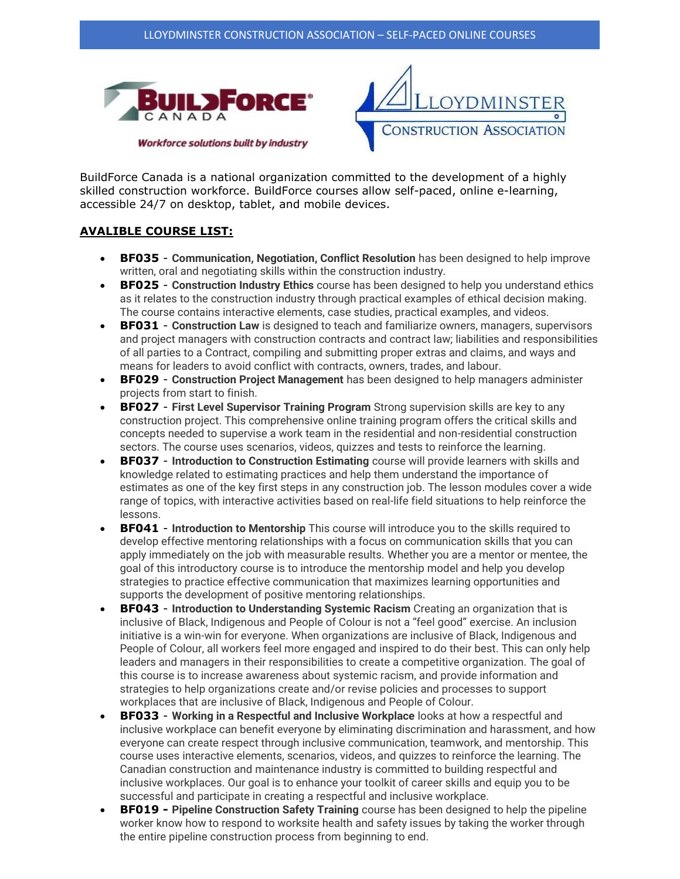LLOYDMINSTER CONSTRUCTION ASSOCIATION – SELF-PACED ONLINE COURSES

BuildForce Canada is a national organization committed to the development of a highly skilled construction workforce. BuildForce courses allow self-paced, online e-learning, accessible 24/7 on desktop, tablet, and mobile devices.

**AVALIBLE COURSE LIST:**

- **BF035** - **Communication, Negotiation, Conflict Resolution** has been designed to help improve written, oral and negotiating skills within the construction industry.
- **BF025** - **Construction Industry Ethics** course has been designed to help you understand ethics as it relates to the construction industry through practical examples of ethical decision making. The course contains interactive elements, case studies, practical examples, and videos.
- **BF031** - **Construction Law** is designed to teach and familiarize owners, managers, supervisors and project managers with construction contracts and contract law; liabilities and responsibilities of all parties to a Contract, compiling and submitting proper extras and claims, and ways and means for leaders to avoid conflict with contracts, owners, trades, and labour.
- **BF029** - **Construction Project Management** has been designed to help managers administer projects from start to finish.
- **BF027** - **First Level Supervisor Training Program** Strong supervision skills are key to any construction project. This comprehensive online training program offers the critical skills and concepts needed to supervise a work team in the residential and non-residential construction sectors. The course uses scenarios, videos, quizzes and tests to reinforce the learning.
- **BF037** - **Introduction to Construction Estimating** course will provide learners with skills and knowledge related to estimating practices and help them understand the importance of estimates as one of the key first steps in any construction job. The lesson modules cover a wide range of topics, with interactive activities based on real-life field situations to help reinforce the lessons.
- **BF041** - **Introduction to Mentorship** This course will introduce you to the skills required to develop effective mentoring relationships with a focus on communication skills that you can apply immediately on the job with measurable results. Whether you are a mentor or mentee, the goal of this introductory course is to introduce the mentorship model and help you develop strategies to practice effective communication that maximizes learning opportunities and supports the development of positive mentoring relationships.
- **BF043** - **Introduction to Understanding Systemic Racism** Creating an organization that is inclusive of Black, Indigenous and People of Colour is not a "feel good" exercise. An inclusion initiative is a win-win for everyone. When organizations are inclusive of Black, Indigenous and People of Colour, all workers feel more engaged and inspired to do their best. This can only help leaders and managers in their responsibilities to create a competitive organization. The goal of this course is to increase awareness about systemic racism, and provide information and strategies to help organizations create and/or revise policies and processes to support workplaces that are inclusive of Black, Indigenous and People of Colour.
- **BF033** - **Working in a Respectful and Inclusive Workplace** looks at how a respectful and inclusive workplace can benefit everyone by eliminating discrimination and harassment, and how everyone can create respect through inclusive communication, teamwork, and mentorship. This course uses interactive elements, scenarios, videos, and quizzes to reinforce the learning. The Canadian construction and maintenance industry is committed to building respectful and inclusive workplaces. Our goal is to enhance your toolkit of career skills and equip you to be successful and participate in creating a respectful and inclusive workplace.
- **BF019 - Pipeline Construction Safety Training** course has been designed to help the pipeline worker know how to respond to worksite health and safety issues by taking the worker through the entire pipeline construction process from beginning to end.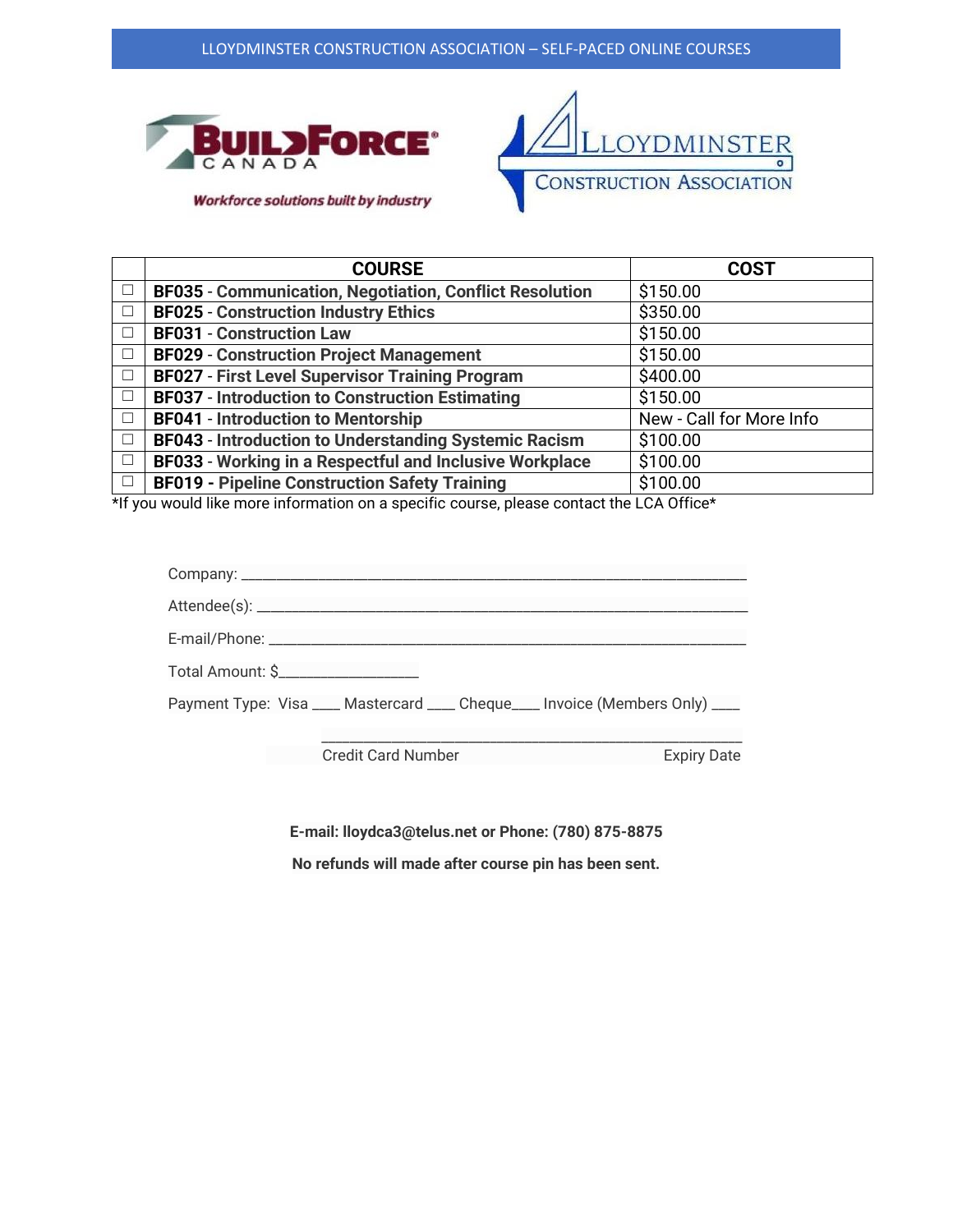LLOYDMINSTER CONSTRUCTION ASSOCIATION – SELF-PACED ONLINE COURSES

BUILDFORCE CANADA

*Workforce solutions built by industry*

LLOYDMINSTER CONSTRUCTION ASSOCIATION

| | COURSE | COST |
|---|---|---|
| ☐ | **BF035** - **Communication, Negotiation, Conflict Resolution** | $150.00 |
| ☐ | **BF025** - **Construction Industry Ethics** | $350.00 |
| ☐ | **BF031** - **Construction Law** | $150.00 |
| ☐ | **BF029** - **Construction Project Management** | $150.00 |
| ☐ | **BF027** - **First Level Supervisor Training Program** | $400.00 |
| ☐ | **BF037** - **Introduction to Construction Estimating** | $150.00 |
| ☐ | **BF041** - **Introduction to Mentorship** | New - Call for More Info |
| ☐ | **BF043** - **Introduction to Understanding Systemic Racism** | $100.00 |
| ☐ | **BF033** - **Working in a Respectful and Inclusive Workplace** | $100.00 |
| ☐ | **BF019 - Pipeline Construction Safety Training** | $100.00 |

*If you would like more information on a specific course, please contact the LCA Office*

Company: ______________________________________________

Attendee(s): ______________________________________________

E-mail/Phone: ______________________________________________

Total Amount: $________________

Payment Type: Visa ____ Mastercard ____ Cheque____ Invoice (Members Only) ____

______________________________________________

Credit Card Number Expiry Date

**E-mail: lloydca3@telus.net or Phone: (780) 875-8875**

**No refunds will made after course pin has been sent.**